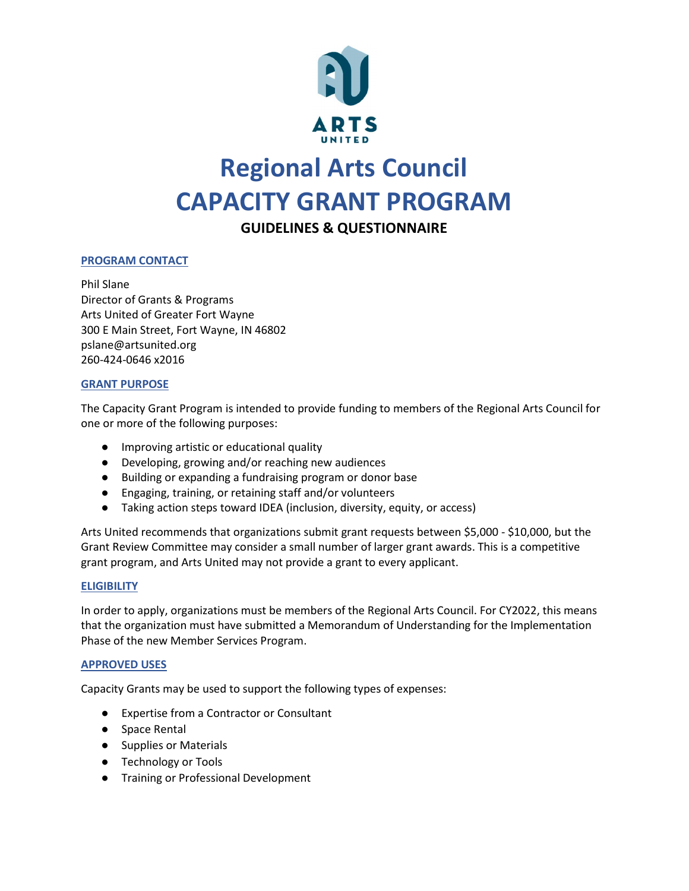# Regional Arts Council
# CAPACITY GRANT PROGRAM

### GUIDELINES & QUESTIONNAIRE

## PROGRAM CONTACT

Phil Slane
Director of Grants & Programs
Arts United of Greater Fort Wayne
300 E Main Street, Fort Wayne, IN 46802
pslane@artsunited.org
260-424-0646 x2016

## GRANT PURPOSE

The Capacity Grant Program is intended to provide funding to members of the Regional Arts Council for one or more of the following purposes:

- Improving artistic or educational quality
- Developing, growing and/or reaching new audiences
- Building or expanding a fundraising program or donor base
- Engaging, training, or retaining staff and/or volunteers
- Taking action steps toward IDEA (inclusion, diversity, equity, or access)

Arts United recommends that organizations submit grant requests between $5,000 - $10,000, but the Grant Review Committee may consider a small number of larger grant awards. This is a competitive grant program, and Arts United may not provide a grant to every applicant.

## ELIGIBILITY

In order to apply, organizations must be members of the Regional Arts Council. For CY2022, this means that the organization must have submitted a Memorandum of Understanding for the Implementation Phase of the new Member Services Program.

## APPROVED USES

Capacity Grants may be used to support the following types of expenses:

- Expertise from a Contractor or Consultant
- Space Rental
- Supplies or Materials
- Technology or Tools
- Training or Professional Development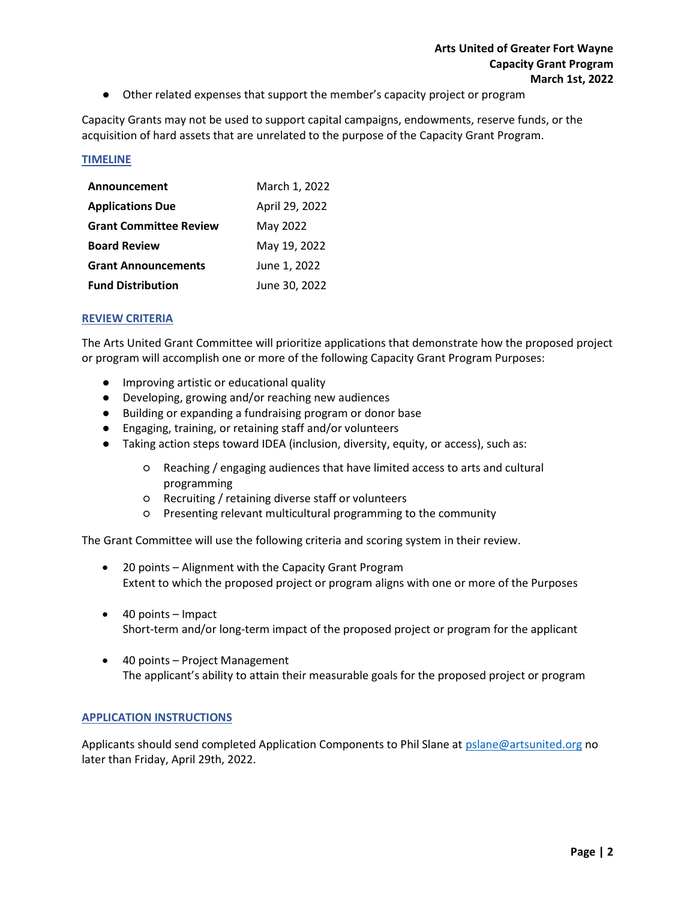- Other related expenses that support the member's capacity project or program

Capacity Grants may not be used to support capital campaigns, endowments, reserve funds, or the acquisition of hard assets that are unrelated to the purpose of the Capacity Grant Program.

## TIMELINE

| | |
|---|---|
| **Announcement** | March 1, 2022 |
| **Applications Due** | April 29, 2022 |
| **Grant Committee Review** | May 2022 |
| **Board Review** | May 19, 2022 |
| **Grant Announcements** | June 1, 2022 |
| **Fund Distribution** | June 30, 2022 |

## REVIEW CRITERIA

The Arts United Grant Committee will prioritize applications that demonstrate how the proposed project or program will accomplish one or more of the following Capacity Grant Program Purposes:

- Improving artistic or educational quality
- Developing, growing and/or reaching new audiences
- Building or expanding a fundraising program or donor base
- Engaging, training, or retaining staff and/or volunteers
- Taking action steps toward IDEA (inclusion, diversity, equity, or access), such as:
  - Reaching / engaging audiences that have limited access to arts and cultural programming
  - Recruiting / retaining diverse staff or volunteers
  - Presenting relevant multicultural programming to the community

The Grant Committee will use the following criteria and scoring system in their review.

- 20 points – Alignment with the Capacity Grant Program
  Extent to which the proposed project or program aligns with one or more of the Purposes
- 40 points – Impact
  Short-term and/or long-term impact of the proposed project or program for the applicant
- 40 points – Project Management
  The applicant's ability to attain their measurable goals for the proposed project or program

## APPLICATION INSTRUCTIONS

Applicants should send completed Application Components to Phil Slane at pslane@artsunited.org no later than Friday, April 29th, 2022.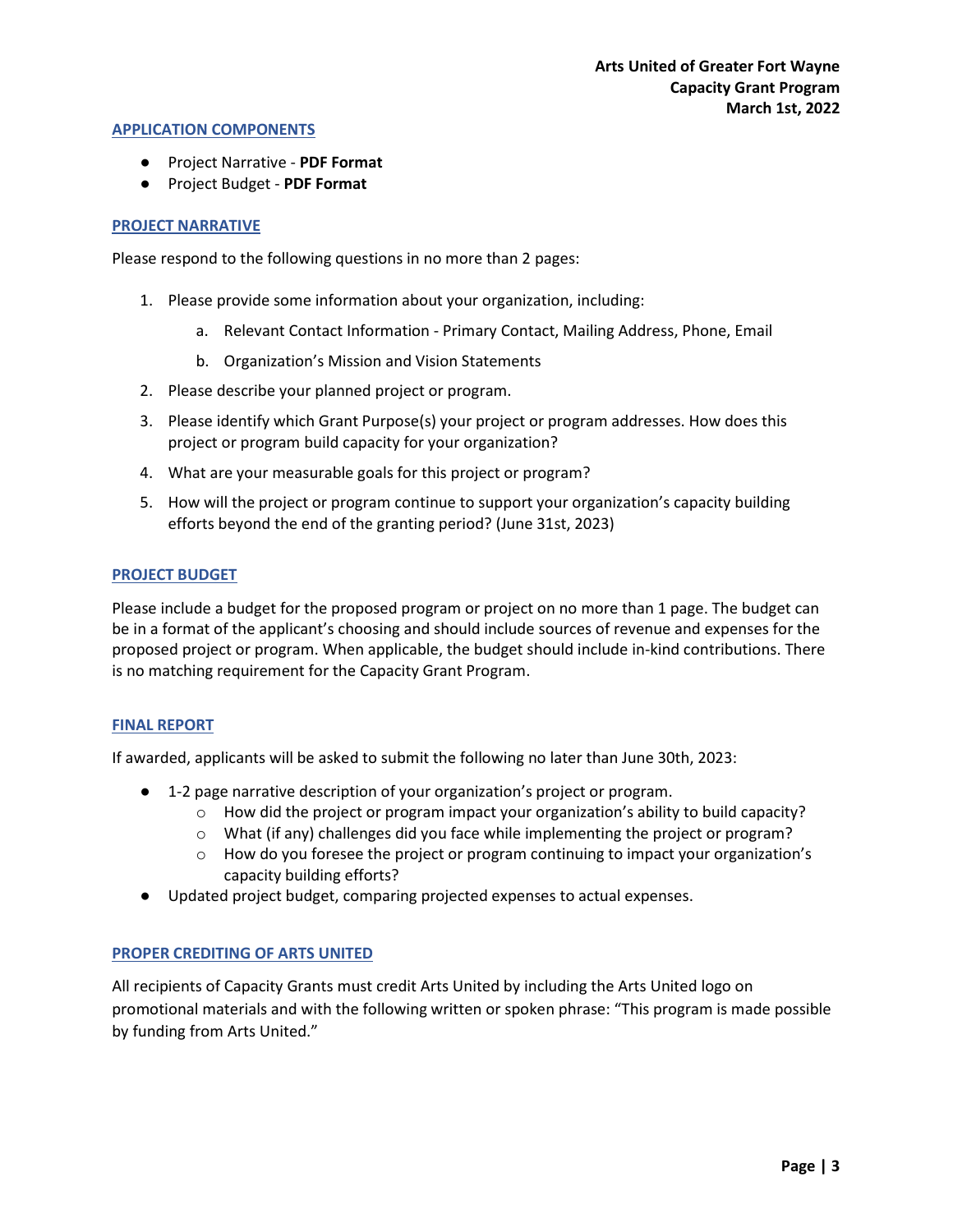**Arts United of Greater Fort Wayne**
**Capacity Grant Program**
**March 1st, 2022**

## APPLICATION COMPONENTS

- Project Narrative - **PDF Format**
- Project Budget - **PDF Format**

## PROJECT NARRATIVE

Please respond to the following questions in no more than 2 pages:

1. Please provide some information about your organization, including:
   a. Relevant Contact Information - Primary Contact, Mailing Address, Phone, Email
   b. Organization's Mission and Vision Statements
2. Please describe your planned project or program.
3. Please identify which Grant Purpose(s) your project or program addresses. How does this project or program build capacity for your organization?
4. What are your measurable goals for this project or program?
5. How will the project or program continue to support your organization's capacity building efforts beyond the end of the granting period? (June 31st, 2023)

## PROJECT BUDGET

Please include a budget for the proposed program or project on no more than 1 page. The budget can be in a format of the applicant's choosing and should include sources of revenue and expenses for the proposed project or program. When applicable, the budget should include in-kind contributions. There is no matching requirement for the Capacity Grant Program.

## FINAL REPORT

If awarded, applicants will be asked to submit the following no later than June 30th, 2023:

- 1-2 page narrative description of your organization's project or program.
  - How did the project or program impact your organization's ability to build capacity?
  - What (if any) challenges did you face while implementing the project or program?
  - How do you foresee the project or program continuing to impact your organization's capacity building efforts?
- Updated project budget, comparing projected expenses to actual expenses.

## PROPER CREDITING OF ARTS UNITED

All recipients of Capacity Grants must credit Arts United by including the Arts United logo on promotional materials and with the following written or spoken phrase: "This program is made possible by funding from Arts United."